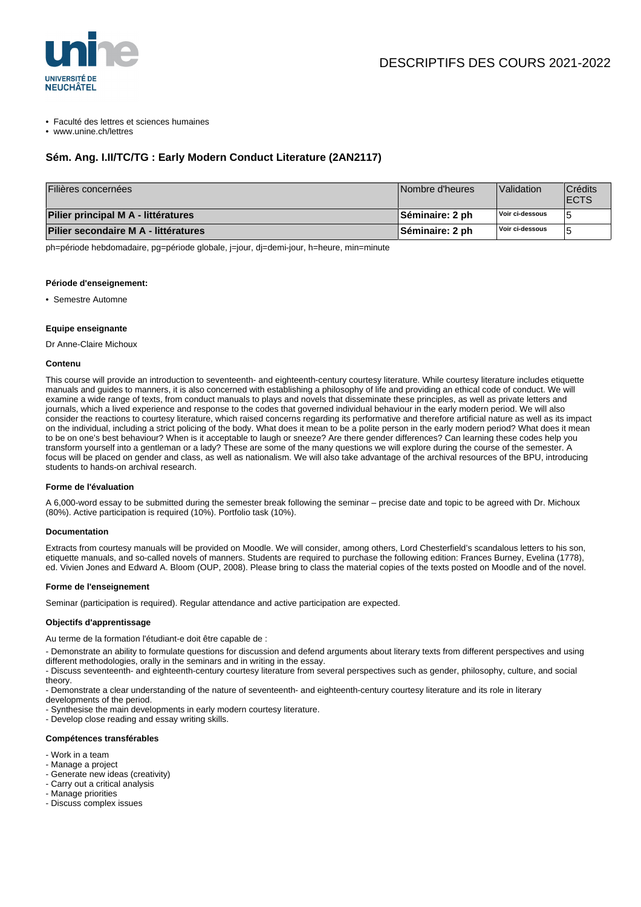DESCRIPTIFS DES COURS 2021-2022

- Faculté des lettres et sciences humaines
- www.unine.ch/lettres

## Sém. Ang. I.II/TC/TG : Early Modern Conduct Literature (2AN2117)

| Filières concernées | Nombre d'heures | Validation | Crédits ECTS |
|---|---|---|---|
| **Pilier principal M A - littératures** | **Séminaire: 2 ph** | **Voir ci-dessous** | 5 |
| **Pilier secondaire M A - littératures** | **Séminaire: 2 ph** | **Voir ci-dessous** | 5 |

ph=période hebdomadaire, pg=période globale, j=jour, dj=demi-jour, h=heure, min=minute

#### Période d'enseignement:

- Semestre Automne

#### Equipe enseignante

Dr Anne-Claire Michoux

#### Contenu

This course will provide an introduction to seventeenth- and eighteenth-century courtesy literature. While courtesy literature includes etiquette manuals and guides to manners, it is also concerned with establishing a philosophy of life and providing an ethical code of conduct. We will examine a wide range of texts, from conduct manuals to plays and novels that disseminate these principles, as well as private letters and journals, which a lived experience and response to the codes that governed individual behaviour in the early modern period. We will also consider the reactions to courtesy literature, which raised concerns regarding its performative and therefore artificial nature as well as its impact on the individual, including a strict policing of the body. What does it mean to be a polite person in the early modern period? What does it mean to be on one's best behaviour? When is it acceptable to laugh or sneeze? Are there gender differences? Can learning these codes help you transform yourself into a gentleman or a lady? These are some of the many questions we will explore during the course of the semester. A focus will be placed on gender and class, as well as nationalism. We will also take advantage of the archival resources of the BPU, introducing students to hands-on archival research.

#### Forme de l'évaluation

A 6,000-word essay to be submitted during the semester break following the seminar – precise date and topic to be agreed with Dr. Michoux (80%). Active participation is required (10%). Portfolio task (10%).

#### Documentation

Extracts from courtesy manuals will be provided on Moodle. We will consider, among others, Lord Chesterfield's scandalous letters to his son, etiquette manuals, and so-called novels of manners. Students are required to purchase the following edition: Frances Burney, Evelina (1778), ed. Vivien Jones and Edward A. Bloom (OUP, 2008). Please bring to class the material copies of the texts posted on Moodle and of the novel.

#### Forme de l'enseignement

Seminar (participation is required). Regular attendance and active participation are expected.

#### Objectifs d'apprentissage

Au terme de la formation l'étudiant-e doit être capable de :

- Demonstrate an ability to formulate questions for discussion and defend arguments about literary texts from different perspectives and using different methodologies, orally in the seminars and in writing in the essay.
- Discuss seventeenth- and eighteenth-century courtesy literature from several perspectives such as gender, philosophy, culture, and social theory.
- Demonstrate a clear understanding of the nature of seventeenth- and eighteenth-century courtesy literature and its role in literary developments of the period.
- Synthesise the main developments in early modern courtesy literature.
- Develop close reading and essay writing skills.

#### Compétences transférables

- Work in a team
- Manage a project
- Generate new ideas (creativity)
- Carry out a critical analysis
- Manage priorities
- Discuss complex issues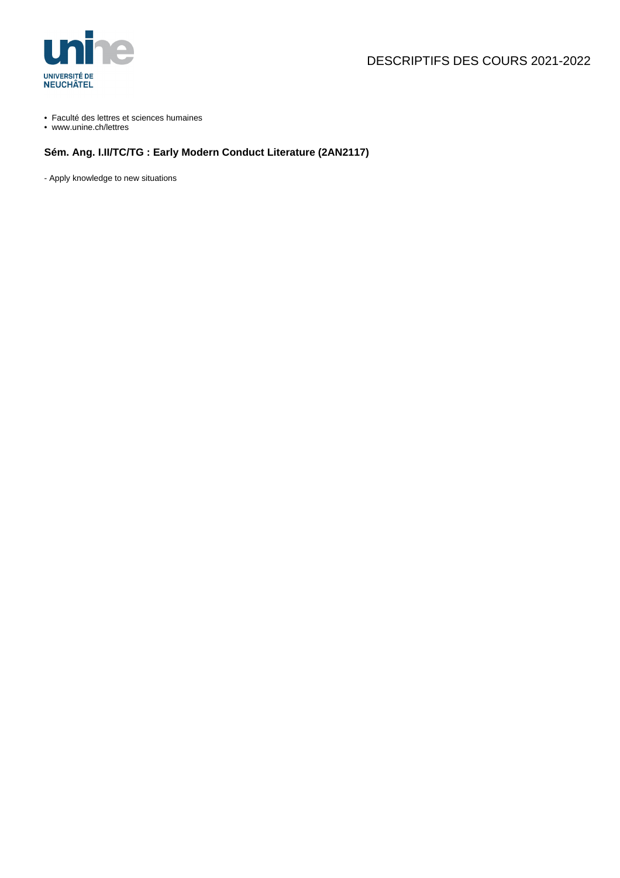- Faculté des lettres et sciences humaines
- www.unine.ch/lettres

### Sém. Ang. I.II/TC/TG : Early Modern Conduct Literature (2AN2117)

- Apply knowledge to new situations